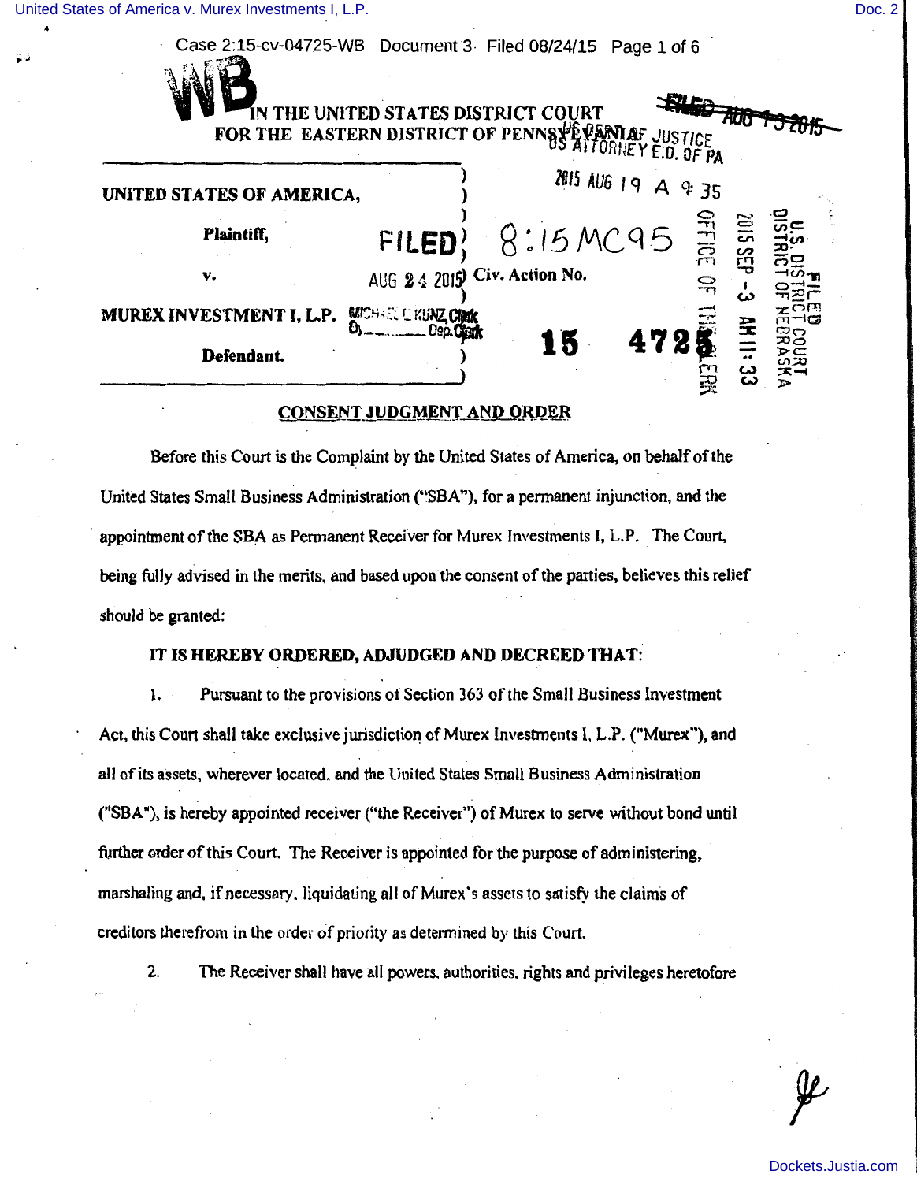IN THE UNITED STATES DISTRICT COURT
FOR THE EASTERN DISTRICT OF PENNSYLVANIA

| | |
|---|---|
| **UNITED STATES OF AMERICA,** | ) |
| **Plaintiff,** | ) |
| **v.** | ) Civ. Action No. 15 4725 |
| **MUREX INVESTMENT I, L.P.** | ) |
| **Defendant.** | ) |

FILED AUG 24 2015 MICHAEL E. KUNZ, Clerk By ____ Dep. Clerk

8:15MC95

## CONSENT JUDGMENT AND ORDER

Before this Court is the Complaint by the United States of America, on behalf of the United States Small Business Administration ("SBA"), for a permanent injunction, and the appointment of the SBA as Permanent Receiver for Murex Investments I, L.P. The Court, being fully advised in the merits, and based upon the consent of the parties, believes this relief should be granted:

**IT IS HEREBY ORDERED, ADJUDGED AND DECREED THAT:**

1. Pursuant to the provisions of Section 363 of the Small Business Investment Act, this Court shall take exclusive jurisdiction of Murex Investments I, L.P. ("Murex"), and all of its assets, wherever located, and the United States Small Business Administration ("SBA"), is hereby appointed receiver ("the Receiver") of Murex to serve without bond until further order of this Court. The Receiver is appointed for the purpose of administering, marshaling and, if necessary, liquidating all of Murex's assets to satisfy the claims of creditors therefrom in the order of priority as determined by this Court.

2. The Receiver shall have all powers, authorities, rights and privileges heretofore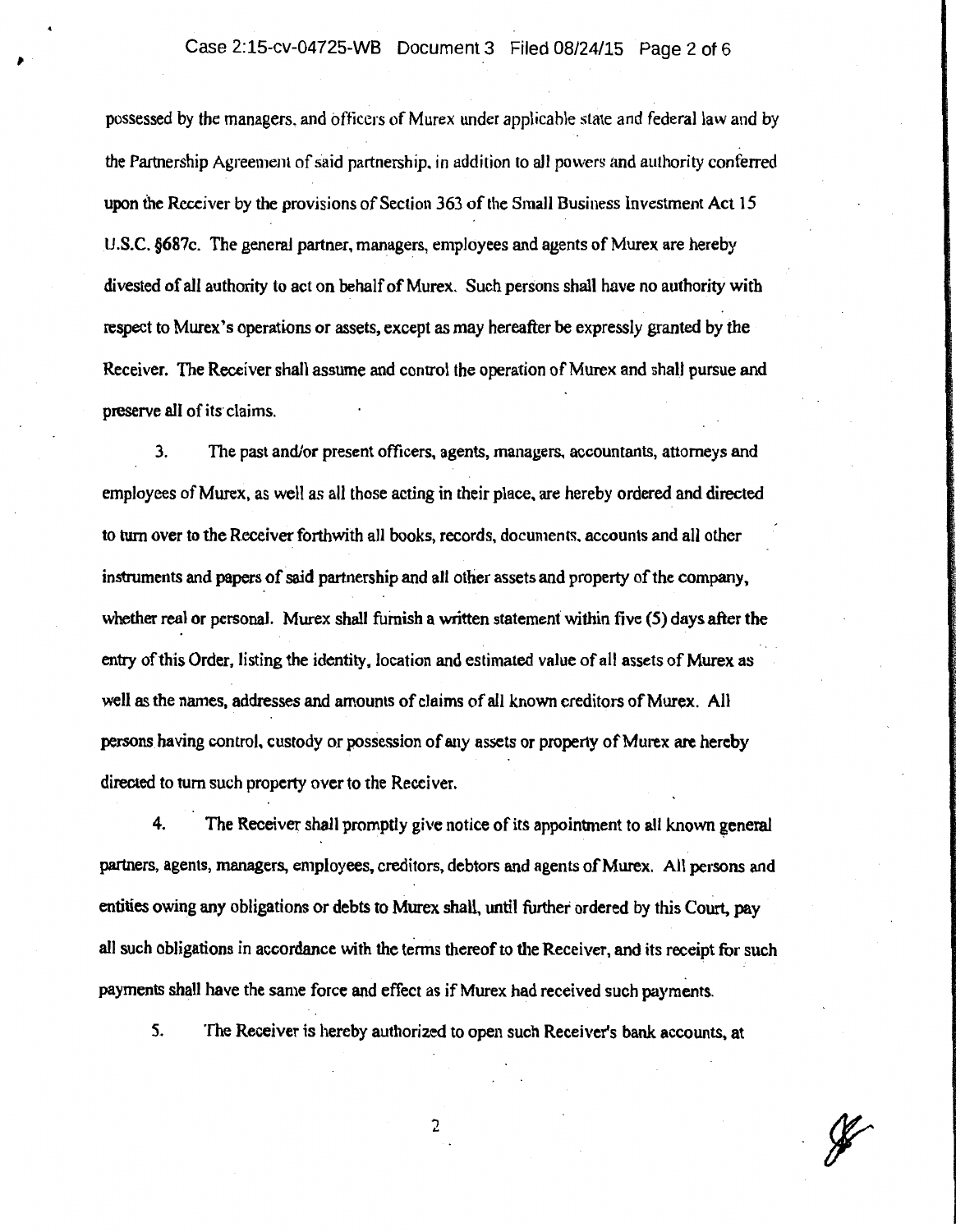possessed by the managers, and officers of Murex under applicable state and federal law and by the Partnership Agreement of said partnership, in addition to all powers and authority conferred upon the Receiver by the provisions of Section 363 of the Small Business Investment Act 15 U.S.C. §687c. The general partner, managers, employees and agents of Murex are hereby divested of all authority to act on behalf of Murex. Such persons shall have no authority with respect to Murex's operations or assets, except as may hereafter be expressly granted by the Receiver. The Receiver shall assume and control the operation of Murex and shall pursue and preserve all of its claims.

3. The past and/or present officers, agents, managers, accountants, attorneys and employees of Murex, as well as all those acting in their place, are hereby ordered and directed to turn over to the Receiver forthwith all books, records, documents, accounts and all other instruments and papers of said partnership and all other assets and property of the company, whether real or personal. Murex shall furnish a written statement within five (5) days after the entry of this Order, listing the identity, location and estimated value of all assets of Murex as well as the names, addresses and amounts of claims of all known creditors of Murex. All persons having control, custody or possession of any assets or property of Murex are hereby directed to turn such property over to the Receiver.

4. The Receiver shall promptly give notice of its appointment to all known general partners, agents, managers, employees, creditors, debtors and agents of Murex. All persons and entities owing any obligations or debts to Murex shall, until further ordered by this Court, pay all such obligations in accordance with the terms thereof to the Receiver, and its receipt for such payments shall have the same force and effect as if Murex had received such payments.

5. The Receiver is hereby authorized to open such Receiver's bank accounts, at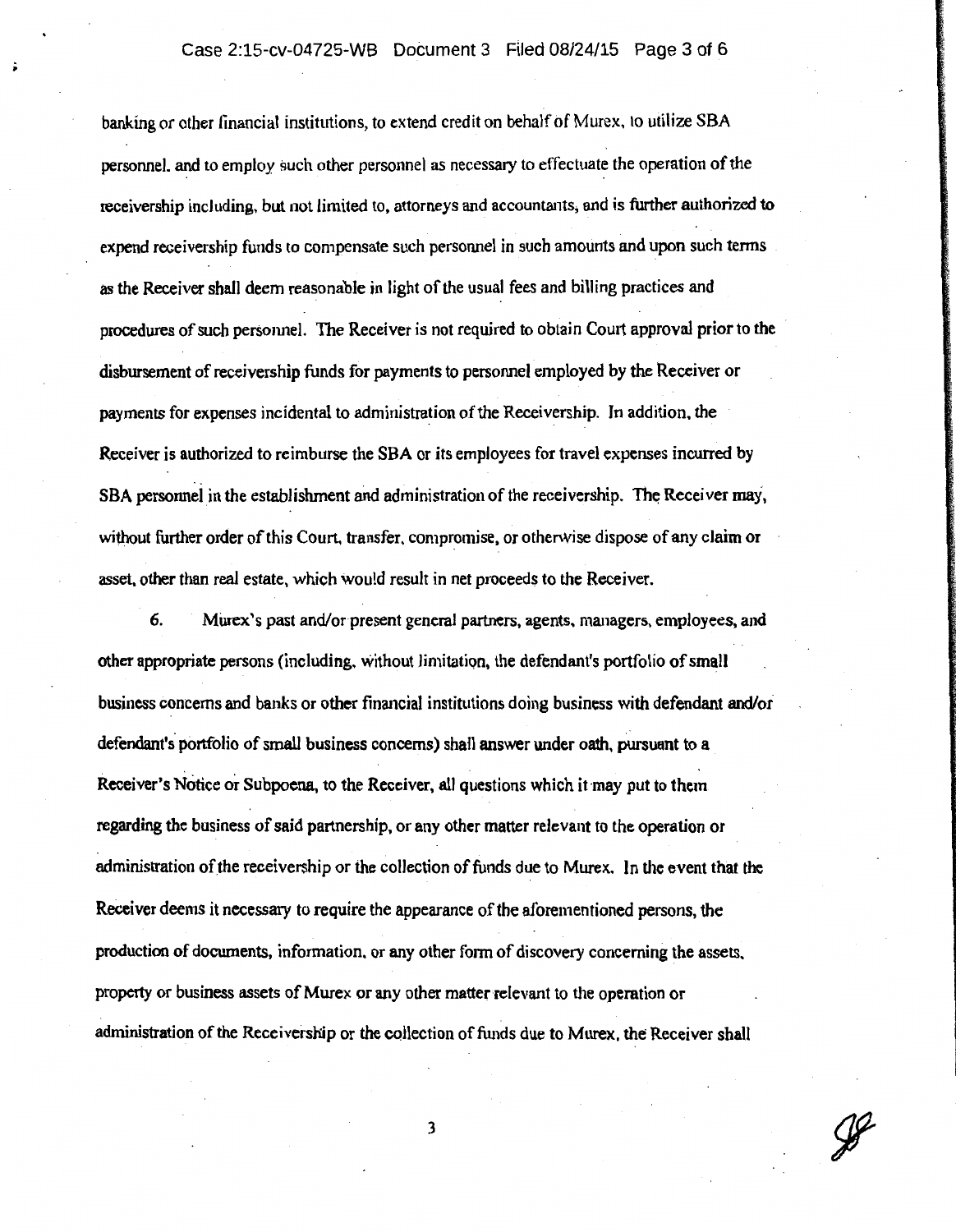banking or other financial institutions, to extend credit on behalf of Murex, to utilize SBA personnel, and to employ such other personnel as necessary to effectuate the operation of the receivership including, but not limited to, attorneys and accountants, and is further authorized to expend receivership funds to compensate such personnel in such amounts and upon such terms as the Receiver shall deem reasonable in light of the usual fees and billing practices and procedures of such personnel. The Receiver is not required to obtain Court approval prior to the disbursement of receivership funds for payments to personnel employed by the Receiver or payments for expenses incidental to administration of the Receivership. In addition, the Receiver is authorized to reimburse the SBA or its employees for travel expenses incurred by SBA personnel in the establishment and administration of the receivership. The Receiver may, without further order of this Court, transfer, compromise, or otherwise dispose of any claim or asset, other than real estate, which would result in net proceeds to the Receiver.

6. Murex's past and/or present general partners, agents, managers, employees, and other appropriate persons (including, without limitation, the defendant's portfolio of small business concerns and banks or other financial institutions doing business with defendant and/or defendant's portfolio of small business concerns) shall answer under oath, pursuant to a Receiver's Notice or Subpoena, to the Receiver, all questions which it may put to them regarding the business of said partnership, or any other matter relevant to the operation or administration of the receivership or the collection of funds due to Murex. In the event that the Receiver deems it necessary to require the appearance of the aforementioned persons, the production of documents, information, or any other form of discovery concerning the assets, property or business assets of Murex or any other matter relevant to the operation or administration of the Receivership or the collection of funds due to Murex, the Receiver shall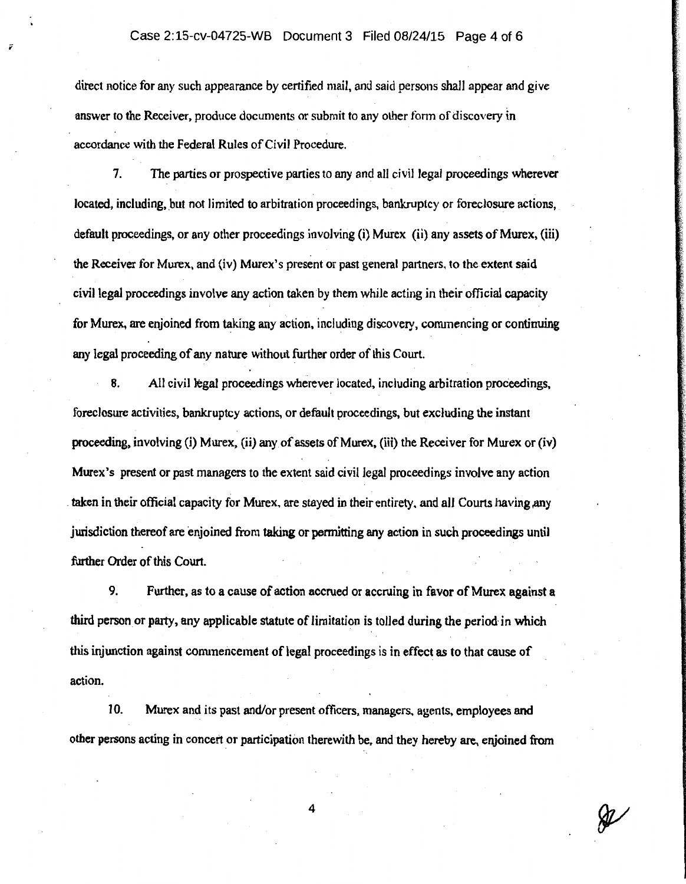direct notice for any such appearance by certified mail, and said persons shall appear and give answer to the Receiver, produce documents or submit to any other form of discovery in accordance with the Federal Rules of Civil Procedure.

7. The parties or prospective parties to any and all civil legal proceedings wherever located, including, but not limited to arbitration proceedings, bankruptcy or foreclosure actions, default proceedings, or any other proceedings involving (i) Murex (ii) any assets of Murex, (iii) the Receiver for Murex, and (iv) Murex's present or past general partners, to the extent said civil legal proceedings involve any action taken by them while acting in their official capacity for Murex, are enjoined from taking any action, including discovery, commencing or continuing any legal proceeding of any nature without further order of this Court.

8. All civil legal proceedings wherever located, including arbitration proceedings, foreclosure activities, bankruptcy actions, or default proceedings, but excluding the instant proceeding, involving (i) Murex, (ii) any of assets of Murex, (iii) the Receiver for Murex or (iv) Murex's present or past managers to the extent said civil legal proceedings involve any action taken in their official capacity for Murex, are stayed in their entirety, and all Courts having any jurisdiction thereof are enjoined from taking or permitting any action in such proceedings until further Order of this Court.

9. Further, as to a cause of action accrued or accruing in favor of Murex against a third person or party, any applicable statute of limitation is tolled during the period in which this injunction against commencement of legal proceedings is in effect as to that cause of action.

10. Murex and its past and/or present officers, managers, agents, employees and other persons acting in concert or participation therewith be, and they hereby are, enjoined from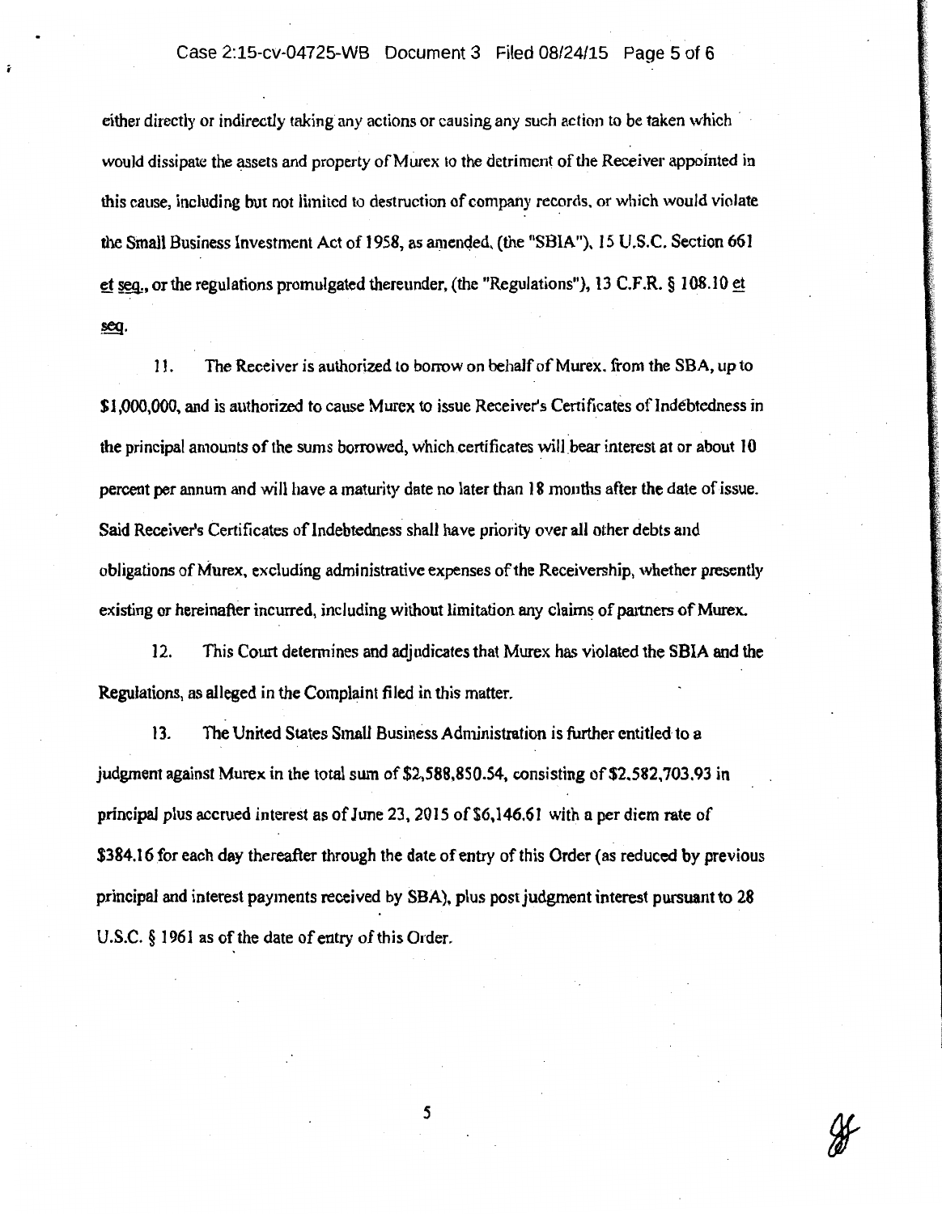either directly or indirectly taking any actions or causing any such action to be taken which would dissipate the assets and property of Murex to the detriment of the Receiver appointed in this cause, including but not limited to destruction of company records, or which would violate the Small Business Investment Act of 1958, as amended, (the "SBIA"), 15 U.S.C. Section 661 et seq., or the regulations promulgated thereunder, (the "Regulations"), 13 C.F.R. § 108.10 et seq.

11. The Receiver is authorized to borrow on behalf of Murex, from the SBA, up to $1,000,000, and is authorized to cause Murex to issue Receiver's Certificates of Indebtedness in the principal amounts of the sums borrowed, which certificates will bear interest at or about 10 percent per annum and will have a maturity date no later than 18 months after the date of issue. Said Receiver's Certificates of Indebtedness shall have priority over all other debts and obligations of Murex, excluding administrative expenses of the Receivership, whether presently existing or hereinafter incurred, including without limitation any claims of partners of Murex.

12. This Court determines and adjudicates that Murex has violated the SBIA and the Regulations, as alleged in the Complaint filed in this matter.

13. The United States Small Business Administration is further entitled to a judgment against Murex in the total sum of $2,588,850.54, consisting of $2,582,703.93 in principal plus accrued interest as of June 23, 2015 of $6,146.61 with a per diem rate of $384.16 for each day thereafter through the date of entry of this Order (as reduced by previous principal and interest payments received by SBA), plus post judgment interest pursuant to 28 U.S.C. § 1961 as of the date of entry of this Order.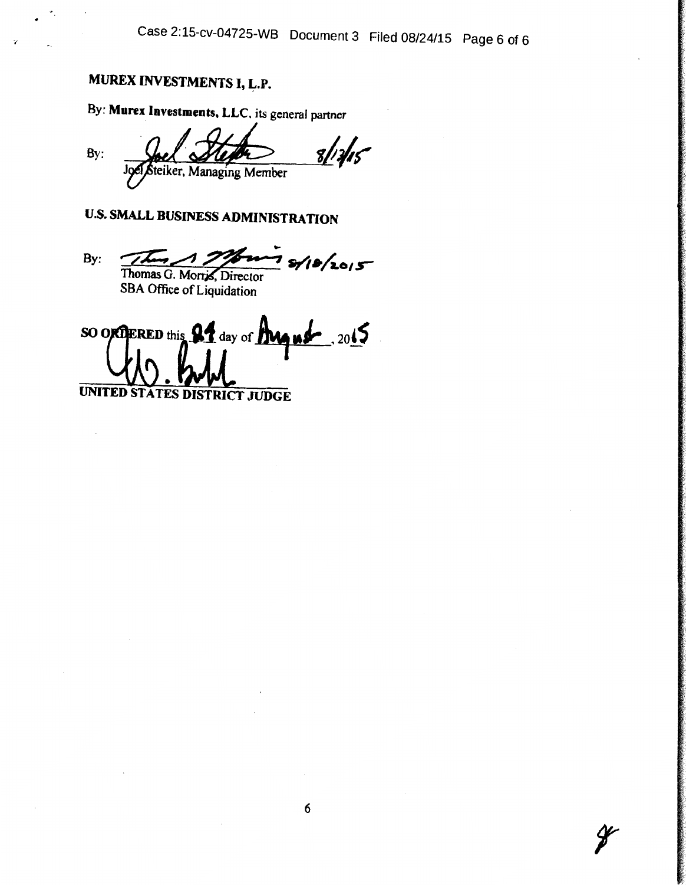**MUREX INVESTMENTS I, L.P.**

By: **Murex Investments, LLC**, its general partner

By: ______________________ 8/13/15
Joel Steiker, Managing Member

**U.S. SMALL BUSINESS ADMINISTRATION**

By: ______________________ 8/18/2015
Thomas G. Morris, Director
SBA Office of Liquidation

**SO ORDERED** this 24 day of August, 2015

______________________
**UNITED STATES DISTRICT JUDGE**